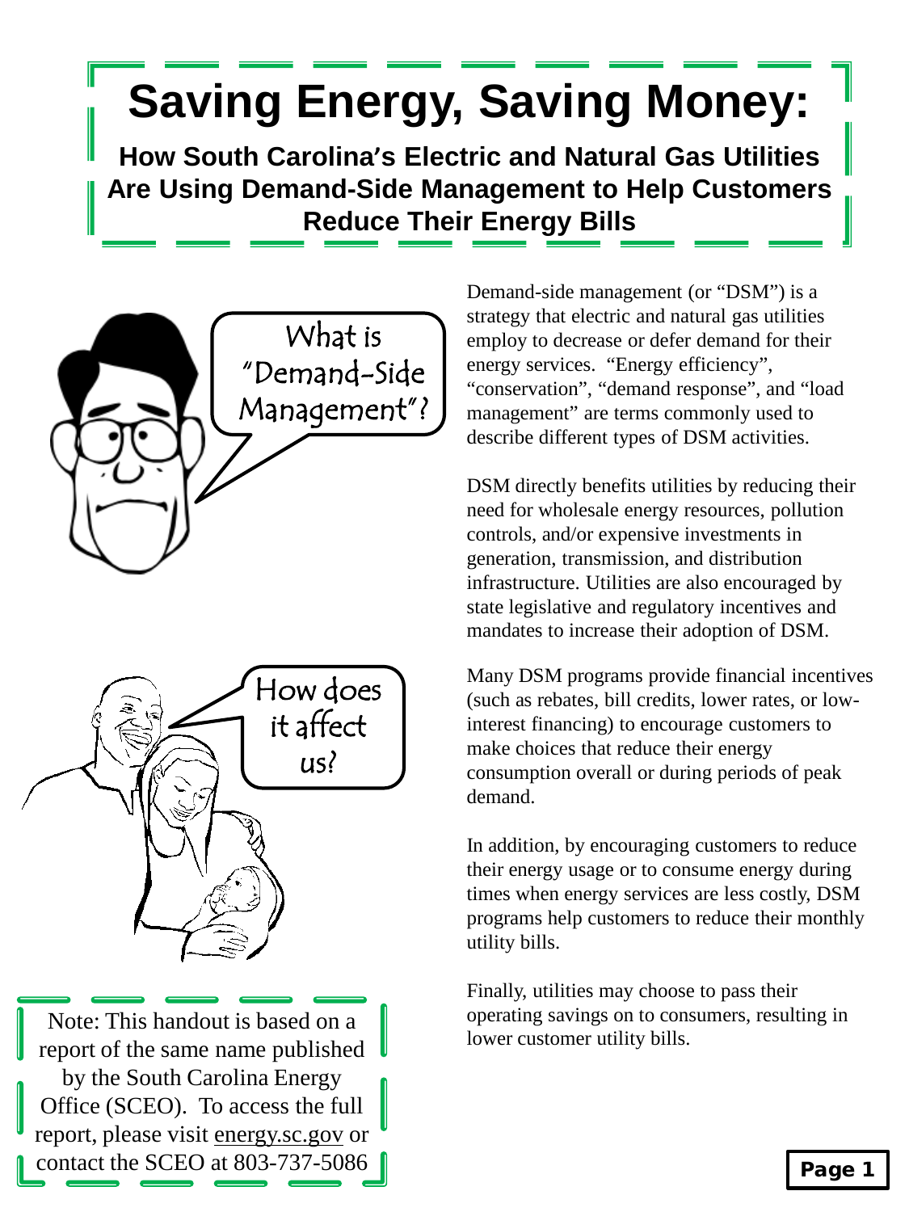# Saving Energy, Saving Money:

## How South Carolina's Electric and Natural Gas Utilities Are Using Demand-Side Management to Help Customers Reduce Their Energy Bills

What is "Demand-Side Management"?

How does it affect us?

Demand-side management (or "DSM") is a strategy that electric and natural gas utilities employ to decrease or defer demand for their energy services. "Energy efficiency", "conservation", "demand response", and "load management" are terms commonly used to describe different types of DSM activities.

DSM directly benefits utilities by reducing their need for wholesale energy resources, pollution controls, and/or expensive investments in generation, transmission, and distribution infrastructure. Utilities are also encouraged by state legislative and regulatory incentives and mandates to increase their adoption of DSM.

Many DSM programs provide financial incentives (such as rebates, bill credits, lower rates, or low-interest financing) to encourage customers to make choices that reduce their energy consumption overall or during periods of peak demand.

In addition, by encouraging customers to reduce their energy usage or to consume energy during times when energy services are less costly, DSM programs help customers to reduce their monthly utility bills.

Finally, utilities may choose to pass their operating savings on to consumers, resulting in lower customer utility bills.

Note: This handout is based on a report of the same name published by the South Carolina Energy Office (SCEO). To access the full report, please visit energy.sc.gov or contact the SCEO at 803-737-5086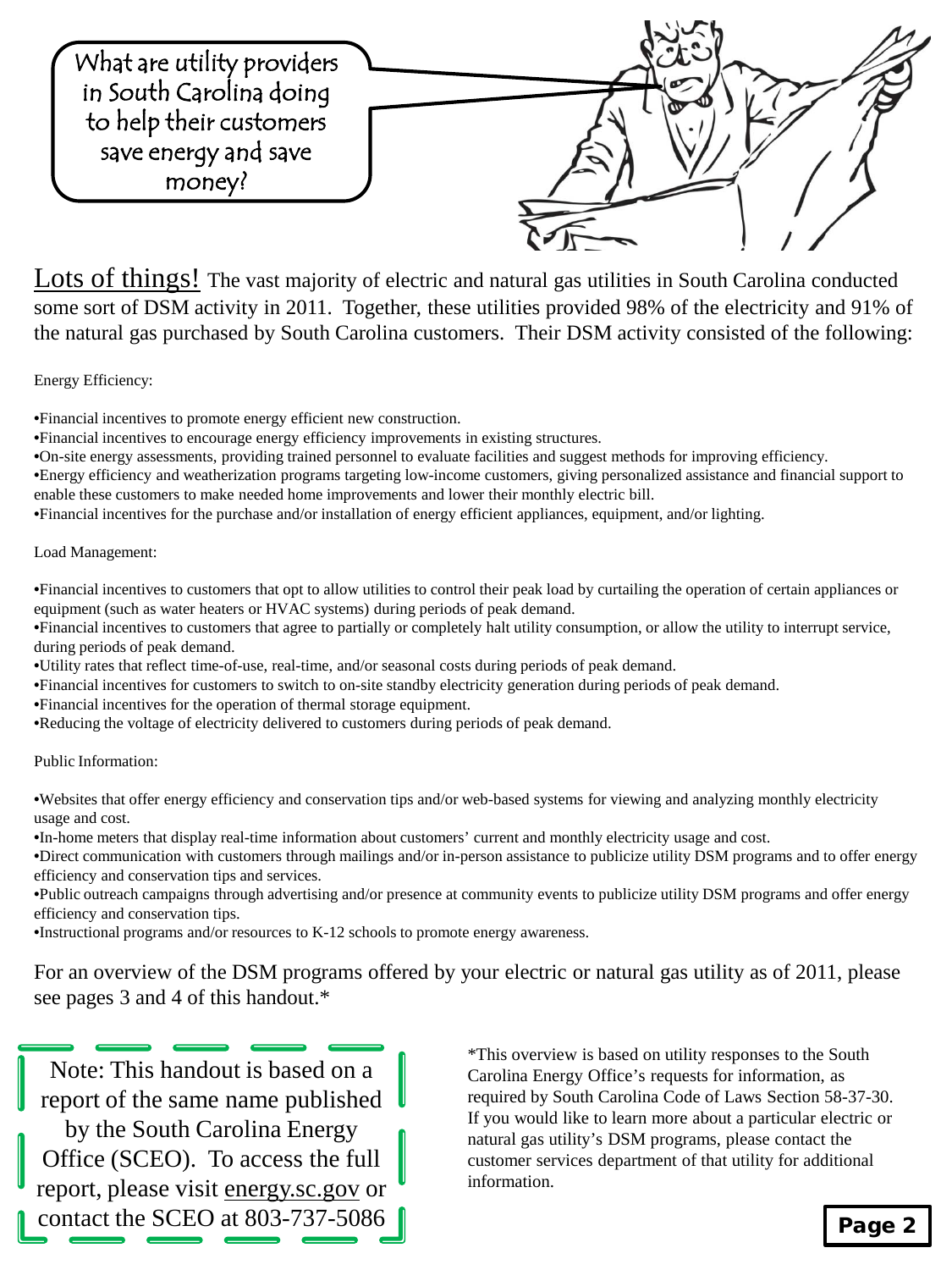What are utility providers in South Carolina doing to help their customers save energy and save money?

Lots of things! The vast majority of electric and natural gas utilities in South Carolina conducted some sort of DSM activity in 2011. Together, these utilities provided 98% of the electricity and 91% of the natural gas purchased by South Carolina customers. Their DSM activity consisted of the following:

Energy Efficiency:

- Financial incentives to promote energy efficient new construction.
- Financial incentives to encourage energy efficiency improvements in existing structures.
- On-site energy assessments, providing trained personnel to evaluate facilities and suggest methods for improving efficiency.
- Energy efficiency and weatherization programs targeting low-income customers, giving personalized assistance and financial support to enable these customers to make needed home improvements and lower their monthly electric bill.
- Financial incentives for the purchase and/or installation of energy efficient appliances, equipment, and/or lighting.

Load Management:

- Financial incentives to customers that opt to allow utilities to control their peak load by curtailing the operation of certain appliances or equipment (such as water heaters or HVAC systems) during periods of peak demand.
- Financial incentives to customers that agree to partially or completely halt utility consumption, or allow the utility to interrupt service, during periods of peak demand.
- Utility rates that reflect time-of-use, real-time, and/or seasonal costs during periods of peak demand.
- Financial incentives for customers to switch to on-site standby electricity generation during periods of peak demand.
- Financial incentives for the operation of thermal storage equipment.
- Reducing the voltage of electricity delivered to customers during periods of peak demand.

Public Information:

- Websites that offer energy efficiency and conservation tips and/or web-based systems for viewing and analyzing monthly electricity usage and cost.
- In-home meters that display real-time information about customers' current and monthly electricity usage and cost.
- Direct communication with customers through mailings and/or in-person assistance to publicize utility DSM programs and to offer energy efficiency and conservation tips and services.
- Public outreach campaigns through advertising and/or presence at community events to publicize utility DSM programs and offer energy efficiency and conservation tips.
- Instructional programs and/or resources to K-12 schools to promote energy awareness.

For an overview of the DSM programs offered by your electric or natural gas utility as of 2011, please see pages 3 and 4 of this handout.*

Note: This handout is based on a report of the same name published by the South Carolina Energy Office (SCEO). To access the full report, please visit energy.sc.gov or contact the SCEO at 803-737-5086

*This overview is based on utility responses to the South Carolina Energy Office's requests for information, as required by South Carolina Code of Laws Section 58-37-30. If you would like to learn more about a particular electric or natural gas utility's DSM programs, please contact the customer services department of that utility for additional information.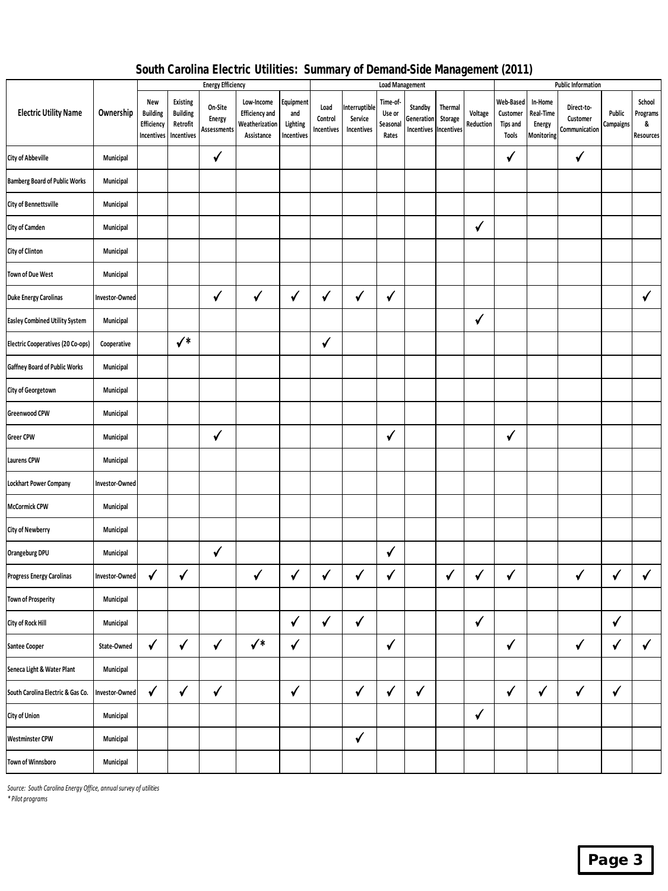## South Carolina Electric Utilities: Summary of Demand-Side Management (2011)

| Electric Utility Name | Ownership | Energy Efficiency | | | | | Load Management | | | | | | Public Information | | | | |
|---|---|---|---|---|---|---|---|---|---|---|---|---|---|---|---|---|---|
| | | New Building Efficiency Incentives | Existing Building Retrofit Incentives | On-Site Energy Assessments | Low-Income Efficiency and Weatherization Assistance | Equipment and Lighting Incentives | Load Control Incentives | Interruptible Service Incentives | Time-of-Use or Seasonal Rates | Standby Generation Incentives | Thermal Storage Incentives | Voltage Reduction | Web-Based Customer Tips and Tools | In-Home Real-Time Energy Monitoring | Direct-to-Customer Communication | Public Campaigns | School Programs & Resources |
| City of Abbeville | Municipal | | | ✓ | | | | | | | | | ✓ | | ✓ | | |
| Bamberg Board of Public Works | Municipal | | | | | | | | | | | | | | | | |
| City of Bennettsville | Municipal | | | | | | | | | | | | | | | | |
| City of Camden | Municipal | | | | | | | | | | | ✓ | | | | | |
| City of Clinton | Municipal | | | | | | | | | | | | | | | | |
| Town of Due West | Municipal | | | | | | | | | | | | | | | | |
| Duke Energy Carolinas | Investor-Owned | | | ✓ | ✓ | ✓ | ✓ | ✓ | ✓ | | | | | | | | ✓ |
| Easley Combined Utility System | Municipal | | | | | | | | | | | ✓ | | | | | |
| Electric Cooperatives (20 Co-ops) | Cooperative | | ✓* | | | | ✓ | | | | | | | | | | |
| Gaffney Board of Public Works | Municipal | | | | | | | | | | | | | | | | |
| City of Georgetown | Municipal | | | | | | | | | | | | | | | | |
| Greenwood CPW | Municipal | | | | | | | | | | | | | | | | |
| Greer CPW | Municipal | | | ✓ | | | | | ✓ | | | | ✓ | | | | |
| Laurens CPW | Municipal | | | | | | | | | | | | | | | | |
| Lockhart Power Company | Investor-Owned | | | | | | | | | | | | | | | | |
| McCormick CPW | Municipal | | | | | | | | | | | | | | | | |
| City of Newberry | Municipal | | | | | | | | | | | | | | | | |
| Orangeburg DPU | Municipal | | | ✓ | | | | | ✓ | | | | | | | | |
| Progress Energy Carolinas | Investor-Owned | ✓ | ✓ | | ✓ | ✓ | ✓ | ✓ | ✓ | | ✓ | ✓ | ✓ | | ✓ | ✓ | ✓ |
| Town of Prosperity | Municipal | | | | | | | | | | | | | | | | |
| City of Rock Hill | Municipal | | | | | ✓ | ✓ | ✓ | | | | ✓ | | | | ✓ | |
| Santee Cooper | State-Owned | ✓ | ✓ | ✓ | ✓* | ✓ | | | ✓ | | | | ✓ | | ✓ | ✓ | ✓ |
| Seneca Light & Water Plant | Municipal | | | | | | | | | | | | | | | | |
| South Carolina Electric & Gas Co. | Investor-Owned | ✓ | ✓ | ✓ | | ✓ | | ✓ | ✓ | ✓ | | | ✓ | ✓ | ✓ | ✓ | |
| City of Union | Municipal | | | | | | | | | | | ✓ | | | | | |
| Westminster CPW | Municipal | | | | | | | ✓ | | | | | | | | | |
| Town of Winnsboro | Municipal | | | | | | | | | | | | | | | | |

*Source: South Carolina Energy Office, annual survey of utilities*

*\* Pilot programs*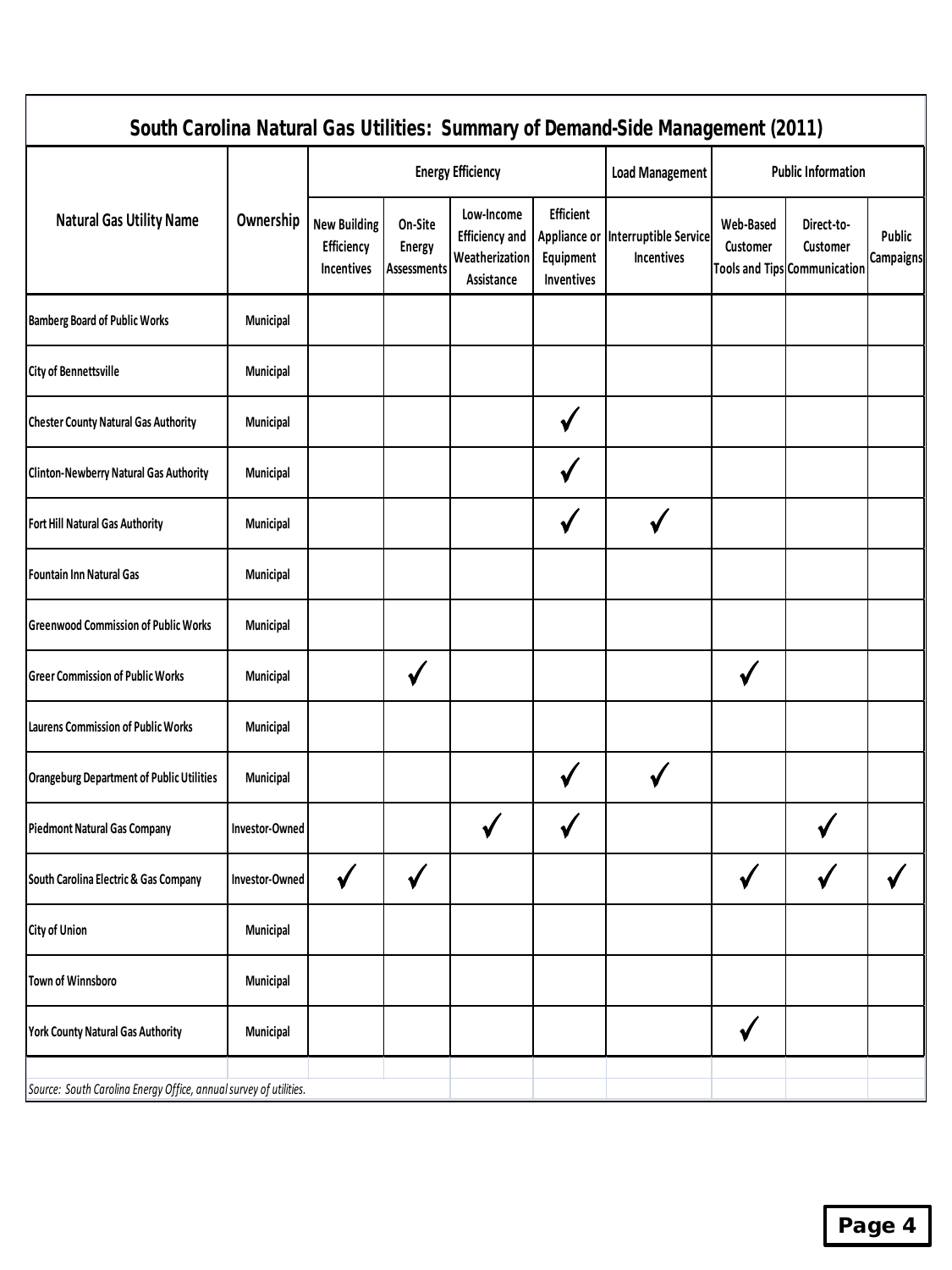## South Carolina Natural Gas Utilities: Summary of Demand-Side Management (2011)

| Natural Gas Utility Name | Ownership | Energy Efficiency | | | | Load Management | Public Information | | |
|---|---|---|---|---|---|---|---|---|---|
| | | New Building Efficiency Incentives | On-Site Energy Assessments | Low-Income Efficiency and Weatherization Assistance | Efficient Appliance or Equipment Inventives | Interruptible Service Incentives | Web-Based Customer Tools and Tips | Direct-to-Customer Communication | Public Campaigns |
| Bamberg Board of Public Works | Municipal | | | | | | | | |
| City of Bennettsville | Municipal | | | | | | | | |
| Chester County Natural Gas Authority | Municipal | | | | ✓ | | | | |
| Clinton-Newberry Natural Gas Authority | Municipal | | | | ✓ | | | | |
| Fort Hill Natural Gas Authority | Municipal | | | | ✓ | ✓ | | | |
| Fountain Inn Natural Gas | Municipal | | | | | | | | |
| Greenwood Commission of Public Works | Municipal | | | | | | | | |
| Greer Commission of Public Works | Municipal | | ✓ | | | | ✓ | | |
| Laurens Commission of Public Works | Municipal | | | | | | | | |
| Orangeburg Department of Public Utilities | Municipal | | | | ✓ | ✓ | | | |
| Piedmont Natural Gas Company | Investor-Owned | | | ✓ | ✓ | | | ✓ | |
| South Carolina Electric & Gas Company | Investor-Owned | ✓ | ✓ | | | | ✓ | ✓ | ✓ |
| City of Union | Municipal | | | | | | | | |
| Town of Winnsboro | Municipal | | | | | | | | |
| York County Natural Gas Authority | Municipal | | | | | | ✓ | | |

*Source: South Carolina Energy Office, annual survey of utilities.*